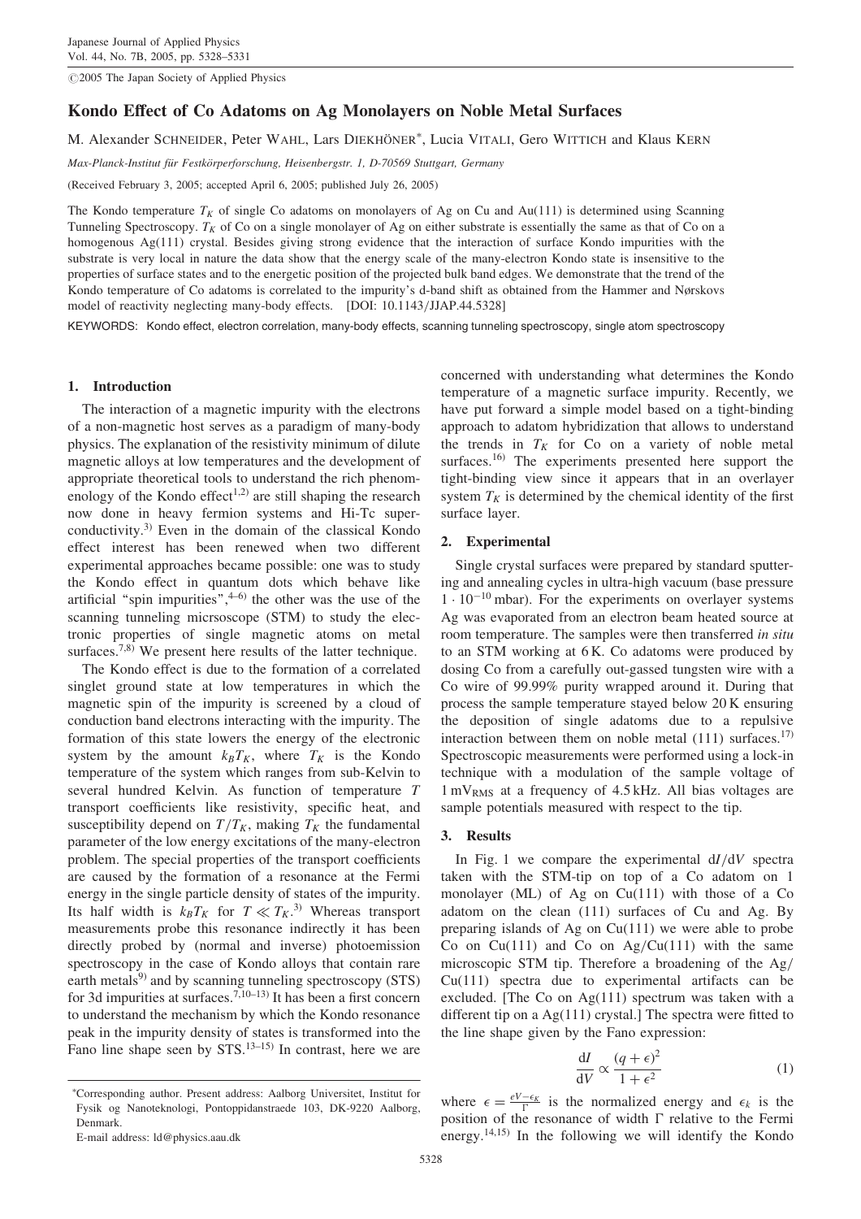©2005 The Japan Society of Applied Physics

# Kondo Effect of Co Adatoms on Ag Monolayers on Noble Metal Surfaces

M. Alexander SCHNEIDER, Peter WAHL, Lars DIEKHÖNER*, Lucia VITALI, Gero WITTICH and Klaus KERN

*Max-Planck-Institut für Festkörperforschung, Heisenbergstr. 1, D-70569 Stuttgart, Germany*

(Received February 3, 2005; accepted April 6, 2005; published July 26, 2005)

The Kondo temperature $T_K$ of single Co adatoms on monolayers of Ag on Cu and Au(111) is determined using Scanning Tunneling Spectroscopy. $T_K$ of Co on a single monolayer of Ag on either substrate is essentially the same as that of Co on a homogenous Ag(111) crystal. Besides giving strong evidence that the interaction of surface Kondo impurities with the substrate is very local in nature the data show that the energy scale of the many-electron Kondo state is insensitive to the properties of surface states and to the energetic position of the projected bulk band edges. We demonstrate that the trend of the Kondo temperature of Co adatoms is correlated to the impurity's d-band shift as obtained from the Hammer and Nørskovs model of reactivity neglecting many-body effects. [DOI: 10.1143/JJAP.44.5328]

KEYWORDS: Kondo effect, electron correlation, many-body effects, scanning tunneling spectroscopy, single atom spectroscopy

## 1. Introduction

The interaction of a magnetic impurity with the electrons of a non-magnetic host serves as a paradigm of many-body physics. The explanation of the resistivity minimum of dilute magnetic alloys at low temperatures and the development of appropriate theoretical tools to understand the rich phenomenology of the Kondo effect[1,2] are still shaping the research now done in heavy fermion systems and Hi-Tc superconductivity.[3] Even in the domain of the classical Kondo effect interest has been renewed when two different experimental approaches became possible: one was to study the Kondo effect in quantum dots which behave like artificial "spin impurities",[4–6] the other was the use of the scanning tunneling micrsoscope (STM) to study the electronic properties of single magnetic atoms on metal surfaces.[7,8] We present here results of the latter technique.

The Kondo effect is due to the formation of a correlated singlet ground state at low temperatures in which the magnetic spin of the impurity is screened by a cloud of conduction band electrons interacting with the impurity. The formation of this state lowers the energy of the electronic system by the amount $k_B T_K$, where $T_K$ is the Kondo temperature of the system which ranges from sub-Kelvin to several hundred Kelvin. As function of temperature $T$ transport coefficients like resistivity, specific heat, and susceptibility depend on $T/T_K$, making $T_K$ the fundamental parameter of the low energy excitations of the many-electron problem. The special properties of the transport coefficients are caused by the formation of a resonance at the Fermi energy in the single particle density of states of the impurity. Its half width is $k_B T_K$ for $T \ll T_K$.[3] Whereas transport measurements probe this resonance indirectly it has been directly probed by (normal and inverse) photoemission spectroscopy in the case of Kondo alloys that contain rare earth metals[9] and by scanning tunneling spectroscopy (STS) for 3d impurities at surfaces.[7,10–13] It has been a first concern to understand the mechanism by which the Kondo resonance peak in the impurity density of states is transformed into the Fano line shape seen by STS.[13–15] In contrast, here we are concerned with understanding what determines the Kondo temperature of a magnetic surface impurity. Recently, we have put forward a simple model based on a tight-binding approach to adatom hybridization that allows to understand the trends in $T_K$ for Co on a variety of noble metal surfaces.[16] The experiments presented here support the tight-binding view since it appears that in an overlayer system $T_K$ is determined by the chemical identity of the first surface layer.

## 2. Experimental

Single crystal surfaces were prepared by standard sputtering and annealing cycles in ultra-high vacuum (base pressure $1 \cdot 10^{-10}$ mbar). For the experiments on overlayer systems Ag was evaporated from an electron beam heated source at room temperature. The samples were then transferred *in situ* to an STM working at 6 K. Co adatoms were produced by dosing Co from a carefully out-gassed tungsten wire with a Co wire of 99.99% purity wrapped around it. During that process the sample temperature stayed below 20 K ensuring the deposition of single adatoms due to a repulsive interaction between them on noble metal (111) surfaces.[17] Spectroscopic measurements were performed using a lock-in technique with a modulation of the sample voltage of 1 mV$_{\mathrm{RMS}}$ at a frequency of 4.5 kHz. All bias voltages are sample potentials measured with respect to the tip.

## 3. Results

In Fig. 1 we compare the experimental d$I$/d$V$ spectra taken with the STM-tip on top of a Co adatom on 1 monolayer (ML) of Ag on Cu(111) with those of a Co adatom on the clean (111) surfaces of Cu and Ag. By preparing islands of Ag on Cu(111) we were able to probe Co on Cu(111) and Co on Ag/Cu(111) with the same microscopic STM tip. Therefore a broadening of the Ag/Cu(111) spectra due to experimental artifacts can be excluded. [The Co on Ag(111) spectrum was taken with a different tip on a Ag(111) crystal.] The spectra were fitted to the line shape given by the Fano expression:

$$\frac{\mathrm{d}I}{\mathrm{d}V} \propto \frac{(q+\epsilon)^2}{1+\epsilon^2} \tag{1}$$

where $\epsilon = \frac{eV - \epsilon_K}{\Gamma}$ is the normalized energy and $\epsilon_k$ is the position of the resonance of width $\Gamma$ relative to the Fermi energy.[14,15] In the following we will identify the Kondo

*Corresponding author. Present address: Aalborg Universitet, Institut for Fysik og Nanoteknologi, Pontoppidanstraede 103, DK-9220 Aalborg, Denmark.
E-mail address: ld@physics.aau.dk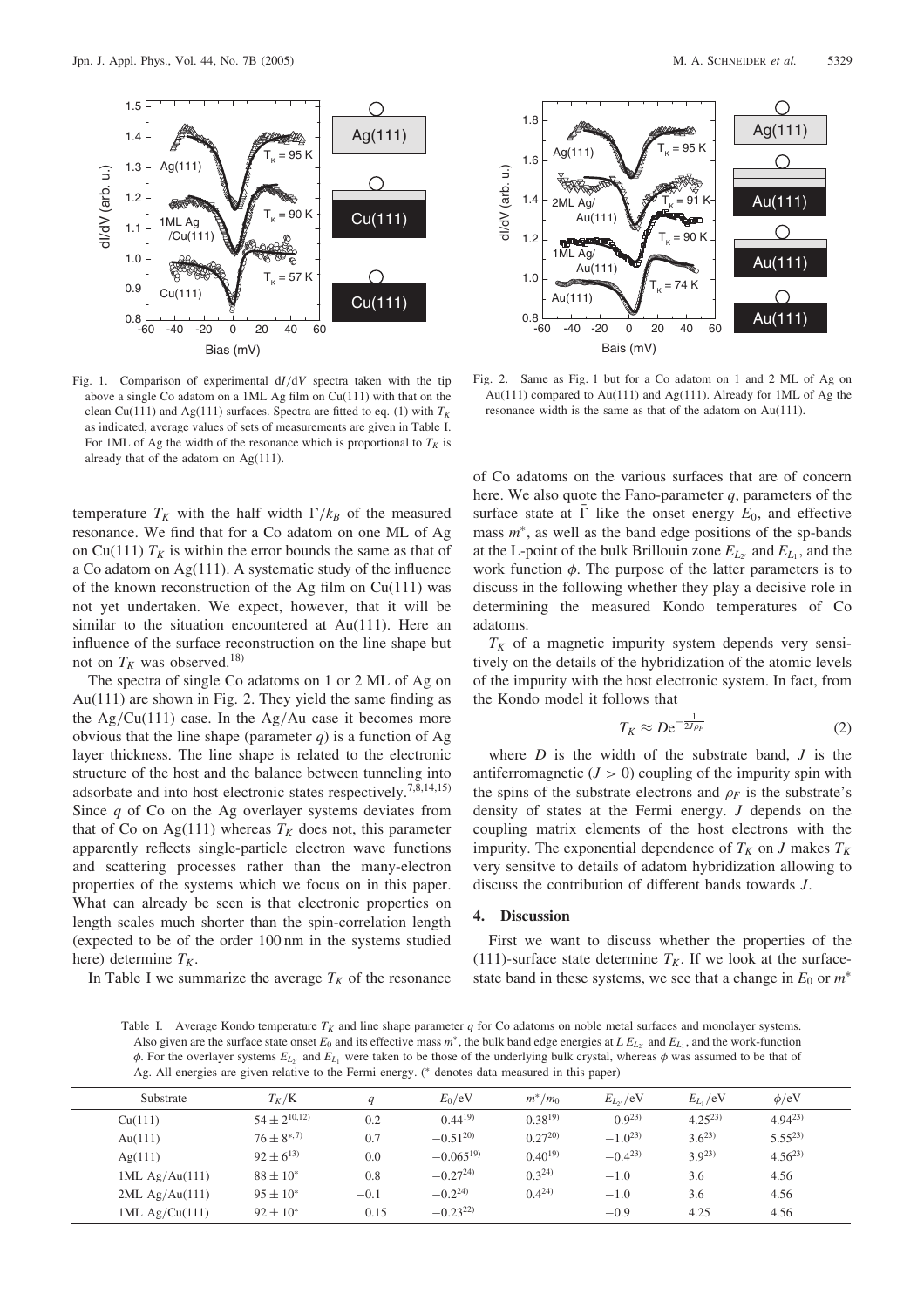Fig. 1. Comparison of experimental $dI/dV$ spectra taken with the tip above a single Co adatom on a 1ML Ag film on Cu(111) with that on the clean Cu(111) and Ag(111) surfaces. Spectra are fitted to eq. (1) with $T_K$ as indicated, average values of sets of measurements are given in Table I. For 1ML of Ag the width of the resonance which is proportional to $T_K$ is already that of the adatom on Ag(111).

Fig. 2. Same as Fig. 1 but for a Co adatom on 1 and 2 ML of Ag on Au(111) compared to Au(111) and Ag(111). Already for 1ML of Ag the resonance width is the same as that of the adatom on Au(111).

temperature $T_K$ with the half width $\Gamma/k_B$ of the measured resonance. We find that for a Co adatom on one ML of Ag on Cu(111) $T_K$ is within the error bounds the same as that of a Co adatom on Ag(111). A systematic study of the influence of the known reconstruction of the Ag film on Cu(111) was not yet undertaken. We expect, however, that it will be similar to the situation encountered at Au(111). Here an influence of the surface reconstruction on the line shape but not on $T_K$ was observed.[18]

The spectra of single Co adatoms on 1 or 2 ML of Ag on Au(111) are shown in Fig. 2. They yield the same finding as the Ag/Cu(111) case. In the Ag/Au case it becomes more obvious that the line shape (parameter $q$) is a function of Ag layer thickness. The line shape is related to the electronic structure of the host and the balance between tunneling into adsorbate and into host electronic states respectively.[7,8,14,15] Since $q$ of Co on the Ag overlayer systems deviates from that of Co on Ag(111) whereas $T_K$ does not, this parameter apparently reflects single-particle electron wave functions and scattering processes rather than the many-electron properties of the systems which we focus on in this paper. What can already be seen is that electronic properties on length scales much shorter than the spin-correlation length (expected to be of the order 100 nm in the systems studied here) determine $T_K$.

In Table I we summarize the average $T_K$ of the resonance of Co adatoms on the various surfaces that are of concern here. We also quote the Fano-parameter $q$, parameters of the surface state at $\bar{\Gamma}$ like the onset energy $E_0$, and effective mass $m^*$, as well as the band edge positions of the sp-bands at the L-point of the bulk Brillouin zone $E_{L_{2'}}$ and $E_{L_1}$, and the work function $\phi$. The purpose of the latter parameters is to discuss in the following whether they play a decisive role in determining the measured Kondo temperatures of Co adatoms.

$T_K$ of a magnetic impurity system depends very sensitively on the details of the hybridization of the atomic levels of the impurity with the host electronic system. In fact, from the Kondo model it follows that

$$T_K \approx D e^{-\frac{1}{2J\rho_F}} \tag{2}$$

where $D$ is the width of the substrate band, $J$ is the antiferromagnetic ($J > 0$) coupling of the impurity spin with the spins of the substrate electrons and $\rho_F$ is the substrate's density of states at the Fermi energy. $J$ depends on the coupling matrix elements of the host electrons with the impurity. The exponential dependence of $T_K$ on $J$ makes $T_K$ very sensitve to details of adatom hybridization allowing to discuss the contribution of different bands towards $J$.

## 4. Discussion

First we want to discuss whether the properties of the (111)-surface state determine $T_K$. If we look at the surface-state band in these systems, we see that a change in $E_0$ or $m^*$

Table I. Average Kondo temperature $T_K$ and line shape parameter $q$ for Co adatoms on noble metal surfaces and monolayer systems. Also given are the surface state onset $E_0$ and its effective mass $m^*$, the bulk band edge energies at $L$ $E_{L_{2'}}$ and $E_{L_1}$, and the work-function $\phi$. For the overlayer systems $E_{L_{2'}}$ and $E_{L_1}$ were taken to be those of the underlying bulk crystal, whereas $\phi$ was assumed to be that of Ag. All energies are given relative to the Fermi energy. (* denotes data measured in this paper)

| Substrate | $T_K$/K | $q$ | $E_0$/eV | $m^*/m_0$ | $E_{L_{2'}}$/eV | $E_{L_1}$/eV | $\phi$/eV |
|---|---|---|---|---|---|---|---|
| Cu(111) | $54 \pm 2$[10,12] | 0.2 | −0.44[19] | 0.38[19] | −0.9[23] | 4.25[23] | 4.94[23] |
| Au(111) | $76 \pm 8$[*,7] | 0.7 | −0.51[20] | 0.27[20] | −1.0[23] | 3.6[23] | 5.55[23] |
| Ag(111) | $92 \pm 6$[13] | 0.0 | −0.065[19] | 0.40[19] | −0.4[23] | 3.9[23] | 4.56[23] |
| 1ML Ag/Au(111) | $88 \pm 10$* | 0.8 | −0.27[24] | 0.3[24] | −1.0 | 3.6 | 4.56 |
| 2ML Ag/Au(111) | $95 \pm 10$* | −0.1 | −0.2[24] | 0.4[24] | −1.0 | 3.6 | 4.56 |
| 1ML Ag/Cu(111) | $92 \pm 10$* | 0.15 | −0.23[22] | | −0.9 | 4.25 | 4.56 |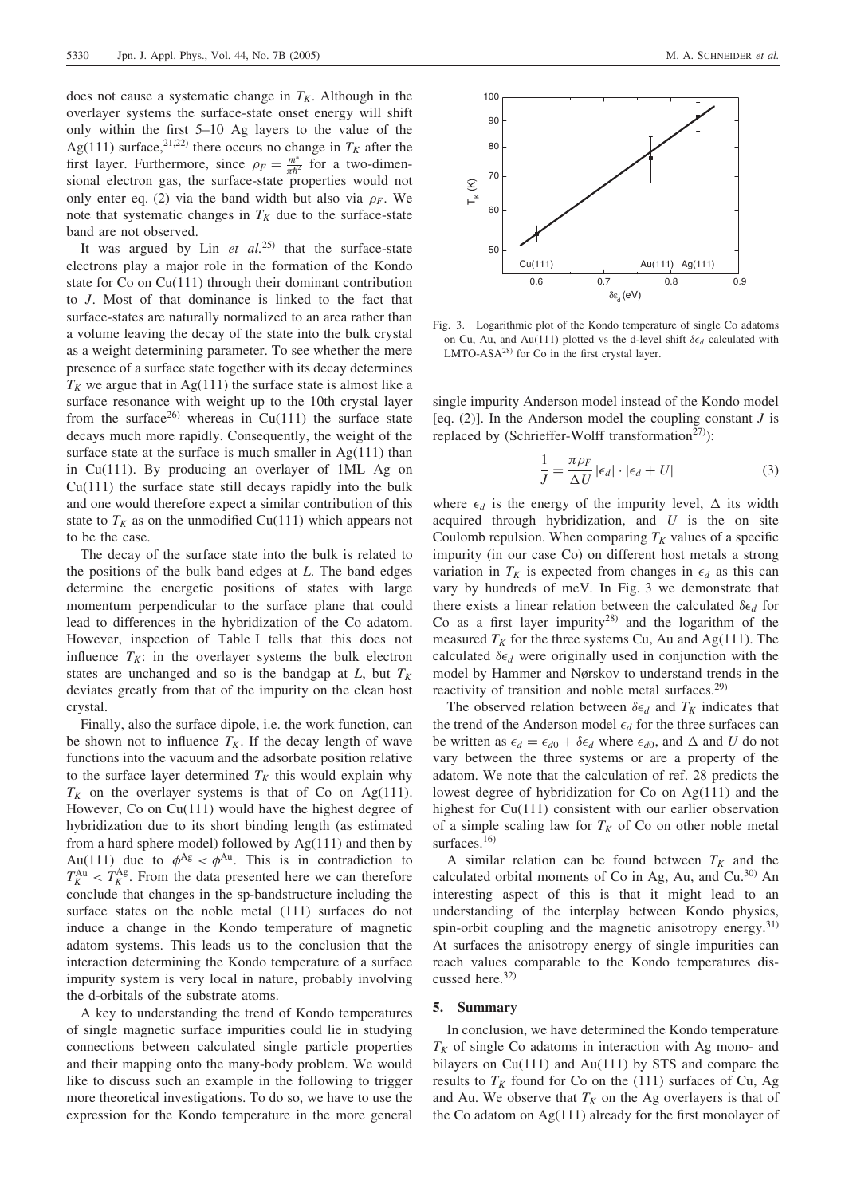does not cause a systematic change in $T_K$. Although in the overlayer systems the surface-state onset energy will shift only within the first 5–10 Ag layers to the value of the Ag(111) surface,[21,22] there occurs no change in $T_K$ after the first layer. Furthermore, since $\rho_F = \frac{m^*}{\pi\hbar^2}$ for a two-dimensional electron gas, the surface-state properties would not only enter eq. (2) via the band width but also via $\rho_F$. We note that systematic changes in $T_K$ due to the surface-state band are not observed.

It was argued by Lin *et al.*[25] that the surface-state electrons play a major role in the formation of the Kondo state for Co on Cu(111) through their dominant contribution to $J$. Most of that dominance is linked to the fact that surface-states are naturally normalized to an area rather than a volume leaving the decay of the state into the bulk crystal as a weight determining parameter. To see whether the mere presence of a surface state together with its decay determines $T_K$ we argue that in Ag(111) the surface state is almost like a surface resonance with weight up to the 10th crystal layer from the surface[26] whereas in Cu(111) the surface state decays much more rapidly. Consequently, the weight of the surface state at the surface is much smaller in Ag(111) than in Cu(111). By producing an overlayer of 1ML Ag on Cu(111) the surface state still decays rapidly into the bulk and one would therefore expect a similar contribution of this state to $T_K$ as on the unmodified Cu(111) which appears not to be the case.

The decay of the surface state into the bulk is related to the positions of the bulk band edges at $L$. The band edges determine the energetic positions of states with large momentum perpendicular to the surface plane that could lead to differences in the hybridization of the Co adatom. However, inspection of Table I tells that this does not influence $T_K$: in the overlayer systems the bulk electron states are unchanged and so is the bandgap at $L$, but $T_K$ deviates greatly from that of the impurity on the clean host crystal.

Finally, also the surface dipole, i.e. the work function, can be shown not to influence $T_K$. If the decay length of wave functions into the vacuum and the adsorbate position relative to the surface layer determined $T_K$ this would explain why $T_K$ on the overlayer systems is that of Co on Ag(111). However, Co on Cu(111) would have the highest degree of hybridization due to its short binding length (as estimated from a hard sphere model) followed by Ag(111) and then by Au(111) due to $\phi^{\mathrm{Ag}} < \phi^{\mathrm{Au}}$. This is in contradiction to $T_K^{\mathrm{Au}} < T_K^{\mathrm{Ag}}$. From the data presented here we can therefore conclude that changes in the sp-bandstructure including the surface states on the noble metal (111) surfaces do not induce a change in the Kondo temperature of magnetic adatom systems. This leads us to the conclusion that the interaction determining the Kondo temperature of a surface impurity system is very local in nature, probably involving the d-orbitals of the substrate atoms.

A key to understanding the trend of Kondo temperatures of single magnetic surface impurities could lie in studying connections between calculated single particle properties and their mapping onto the many-body problem. We would like to discuss such an example in the following to trigger more theoretical investigations. To do so, we have to use the expression for the Kondo temperature in the more general single impurity Anderson model instead of the Kondo model [eq. (2)]. In the Anderson model the coupling constant $J$ is replaced by (Schrieffer-Wolff transformation[27]):

$$\frac{1}{J} = \frac{\pi\rho_F}{\Delta U}\,|\epsilon_d| \cdot |\epsilon_d + U| \tag{3}$$

where $\epsilon_d$ is the energy of the impurity level, $\Delta$ its width acquired through hybridization, and $U$ is the on site Coulomb repulsion. When comparing $T_K$ values of a specific impurity (in our case Co) on different host metals a strong variation in $T_K$ is expected from changes in $\epsilon_d$ as this can vary by hundreds of meV. In Fig. 3 we demonstrate that there exists a linear relation between the calculated $\delta\epsilon_d$ for Co as a first layer impurity[28] and the logarithm of the measured $T_K$ for the three systems Cu, Au and Ag(111). The calculated $\delta\epsilon_d$ were originally used in conjunction with the model by Hammer and Nørskov to understand trends in the reactivity of transition and noble metal surfaces.[29]

Fig. 3. Logarithmic plot of the Kondo temperature of single Co adatoms on Cu, Au, and Au(111) plotted vs the d-level shift $\delta\epsilon_d$ calculated with LMTO-ASA[28] for Co in the first crystal layer.

The observed relation between $\delta\epsilon_d$ and $T_K$ indicates that the trend of the Anderson model $\epsilon_d$ for the three surfaces can be written as $\epsilon_d = \epsilon_{d0} + \delta\epsilon_d$ where $\epsilon_{d0}$, and $\Delta$ and $U$ do not vary between the three systems or are a property of the adatom. We note that the calculation of ref. 28 predicts the lowest degree of hybridization for Co on Ag(111) and the highest for Cu(111) consistent with our earlier observation of a simple scaling law for $T_K$ of Co on other noble metal surfaces.[16]

A similar relation can be found between $T_K$ and the calculated orbital moments of Co in Ag, Au, and Cu.[30] An interesting aspect of this is that it might lead to an understanding of the interplay between Kondo physics, spin-orbit coupling and the magnetic anisotropy energy.[31] At surfaces the anisotropy energy of single impurities can reach values comparable to the Kondo temperatures discussed here.[32]

## 5. Summary

In conclusion, we have determined the Kondo temperature $T_K$ of single Co adatoms in interaction with Ag mono- and bilayers on Cu(111) and Au(111) by STS and compare the results to $T_K$ found for Co on the (111) surfaces of Cu, Ag and Au. We observe that $T_K$ on the Ag overlayers is that of the Co adatom on Ag(111) already for the first monolayer of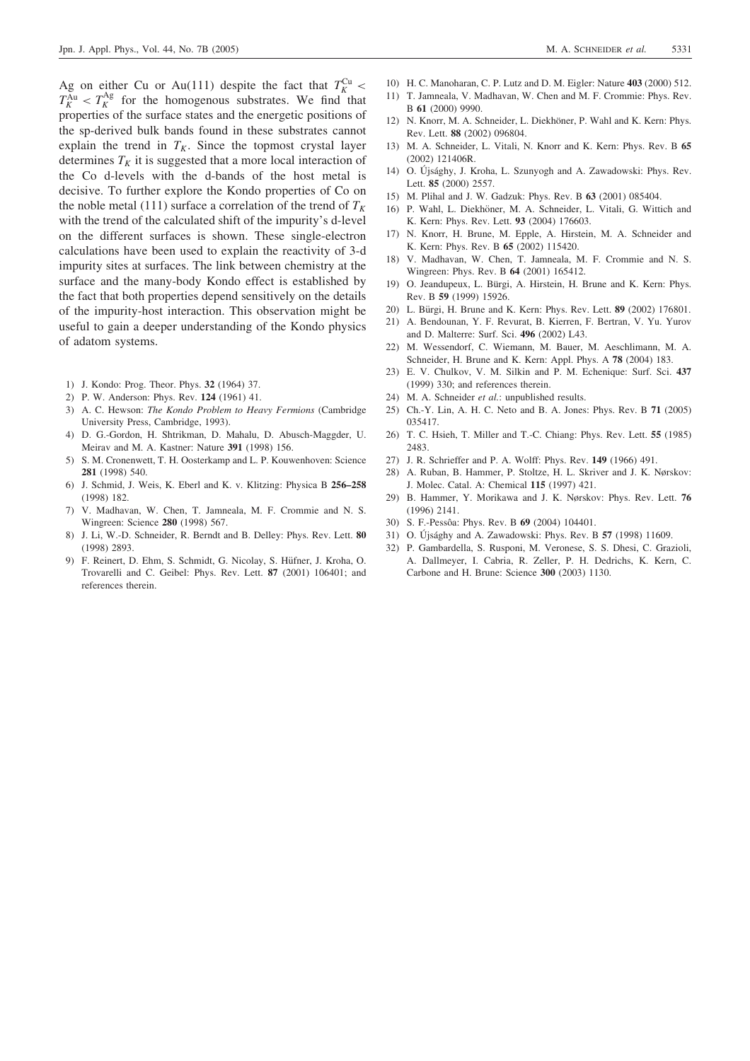Ag on either Cu or Au(111) despite the fact that $T_K^{Cu} < T_K^{Au} < T_K^{Ag}$ for the homogenous substrates. We find that properties of the surface states and the energetic positions of the sp-derived bulk bands found in these substrates cannot explain the trend in $T_K$. Since the topmost crystal layer determines $T_K$ it is suggested that a more local interaction of the Co d-levels with the d-bands of the host metal is decisive. To further explore the Kondo properties of Co on the noble metal (111) surface a correlation of the trend of $T_K$ with the trend of the calculated shift of the impurity's d-level on the different surfaces is shown. These single-electron calculations have been used to explain the reactivity of 3-d impurity sites at surfaces. The link between chemistry at the surface and the many-body Kondo effect is established by the fact that both properties depend sensitively on the details of the impurity-host interaction. This observation might be useful to gain a deeper understanding of the Kondo physics of adatom systems.

1) J. Kondo: Prog. Theor. Phys. **32** (1964) 37.
2) P. W. Anderson: Phys. Rev. **124** (1961) 41.
3) A. C. Hewson: *The Kondo Problem to Heavy Fermions* (Cambridge University Press, Cambridge, 1993).
4) D. G.-Gordon, H. Shtrikman, D. Mahalu, D. Abusch-Maggder, U. Meirav and M. A. Kastner: Nature **391** (1998) 156.
5) S. M. Cronenwett, T. H. Oosterkamp and L. P. Kouwenhoven: Science **281** (1998) 540.
6) J. Schmid, J. Weis, K. Eberl and K. v. Klitzing: Physica B **256–258** (1998) 182.
7) V. Madhavan, W. Chen, T. Jamneala, M. F. Crommie and N. S. Wingreen: Science **280** (1998) 567.
8) J. Li, W.-D. Schneider, R. Berndt and B. Delley: Phys. Rev. Lett. **80** (1998) 2893.
9) F. Reinert, D. Ehm, S. Schmidt, G. Nicolay, S. Hüfner, J. Kroha, O. Trovarelli and C. Geibel: Phys. Rev. Lett. **87** (2001) 106401; and references therein.
10) H. C. Manoharan, C. P. Lutz and D. M. Eigler: Nature **403** (2000) 512.
11) T. Jamneala, V. Madhavan, W. Chen and M. F. Crommie: Phys. Rev. B **61** (2000) 9990.
12) N. Knorr, M. A. Schneider, L. Diekhöner, P. Wahl and K. Kern: Phys. Rev. Lett. **88** (2002) 096804.
13) M. A. Schneider, L. Vitali, N. Knorr and K. Kern: Phys. Rev. B **65** (2002) 121406R.
14) O. Újsághy, J. Kroha, L. Szunyogh and A. Zawadowski: Phys. Rev. Lett. **85** (2000) 2557.
15) M. Plihal and J. W. Gadzuk: Phys. Rev. B **63** (2001) 085404.
16) P. Wahl, L. Diekhöner, M. A. Schneider, L. Vitali, G. Wittich and K. Kern: Phys. Rev. Lett. **93** (2004) 176603.
17) N. Knorr, H. Brune, M. Epple, A. Hirstein, M. A. Schneider and K. Kern: Phys. Rev. B **65** (2002) 115420.
18) V. Madhavan, W. Chen, T. Jamneala, M. F. Crommie and N. S. Wingreen: Phys. Rev. B **64** (2001) 165412.
19) O. Jeandupeux, L. Bürgi, A. Hirstein, H. Brune and K. Kern: Phys. Rev. B **59** (1999) 15926.
20) L. Bürgi, H. Brune and K. Kern: Phys. Rev. Lett. **89** (2002) 176801.
21) A. Bendounan, Y. F. Revurat, B. Kierren, F. Bertran, V. Yu. Yurov and D. Malterre: Surf. Sci. **496** (2002) L43.
22) M. Wessendorf, C. Wiemann, M. Bauer, M. Aeschlimann, M. A. Schneider, H. Brune and K. Kern: Appl. Phys. A **78** (2004) 183.
23) E. V. Chulkov, V. M. Silkin and P. M. Echenique: Surf. Sci. **437** (1999) 330; and references therein.
24) M. A. Schneider *et al.*: unpublished results.
25) Ch.-Y. Lin, A. H. C. Neto and B. A. Jones: Phys. Rev. B **71** (2005) 035417.
26) T. C. Hsieh, T. Miller and T.-C. Chiang: Phys. Rev. Lett. **55** (1985) 2483.
27) J. R. Schrieffer and P. A. Wolff: Phys. Rev. **149** (1966) 491.
28) A. Ruban, B. Hammer, P. Stoltze, H. L. Skriver and J. K. Nørskov: J. Molec. Catal. A: Chemical **115** (1997) 421.
29) B. Hammer, Y. Morikawa and J. K. Nørskov: Phys. Rev. Lett. **76** (1996) 2141.
30) S. F.-Pessôa: Phys. Rev. B **69** (2004) 104401.
31) O. Újsághy and A. Zawadowski: Phys. Rev. B **57** (1998) 11609.
32) P. Gambardella, S. Rusponi, M. Veronese, S. S. Dhesi, C. Grazioli, A. Dallmeyer, I. Cabria, R. Zeller, P. H. Dedrichs, K. Kern, C. Carbone and H. Brune: Science **300** (2003) 1130.